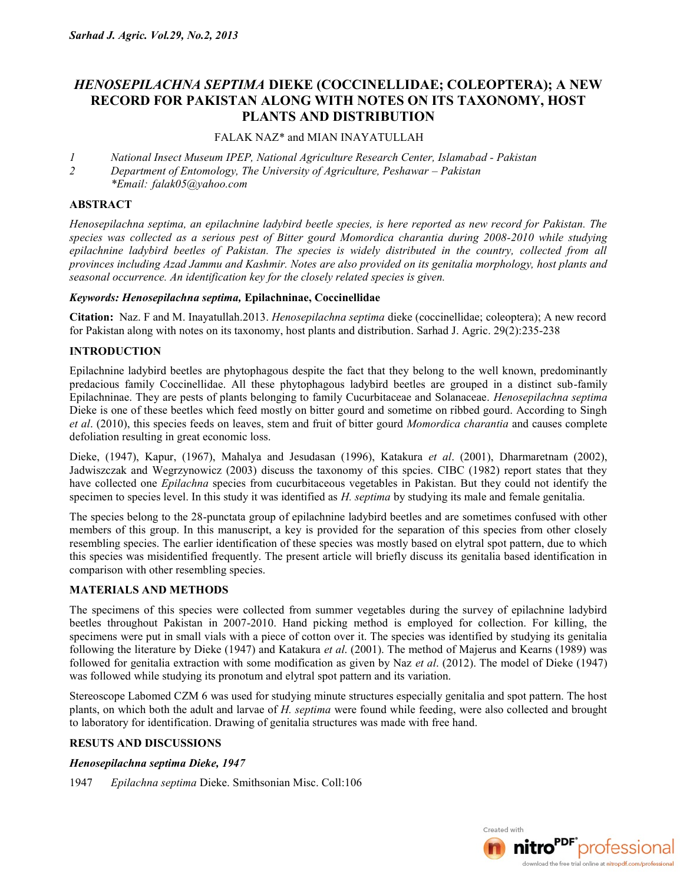# *HENOSEPILACHNA SEPTIMA* DIEKE (COCCINELLIDAE; COLEOPTERA); A NEW RECORD FOR PAKISTAN ALONG WITH NOTES ON ITS TAXONOMY, HOST PLANTS AND DISTRIBUTION

FALAK NAZ* and MIAN INAYATULLAH

1 *National Insect Museum IPEP, National Agriculture Research Center, Islamabad - Pakistan*
2 *Department of Entomology, The University of Agriculture, Peshawar – Pakistan*
*\*Email: falak05@yahoo.com*

## ABSTRACT

*Henosepilachna septima, an epilachnine ladybird beetle species, is here reported as new record for Pakistan. The species was collected as a serious pest of Bitter gourd Momordica charantia during 2008-2010 while studying epilachnine ladybird beetles of Pakistan. The species is widely distributed in the country, collected from all provinces including Azad Jammu and Kashmir. Notes are also provided on its genitalia morphology, host plants and seasonal occurrence. An identification key for the closely related species is given.*

***Keywords: Henosepilachna septima,*** **Epilachninae, Coccinellidae**

**Citation:** Naz. F and M. Inayatullah.2013. *Henosepilachna septima* dieke (coccinellidae; coleoptera); A new record for Pakistan along with notes on its taxonomy, host plants and distribution. Sarhad J. Agric. 29(2):235-238

## INTRODUCTION

Epilachnine ladybird beetles are phytophagous despite the fact that they belong to the well known, predominantly predacious family Coccinellidae. All these phytophagous ladybird beetles are grouped in a distinct sub-family Epilachninae. They are pests of plants belonging to family Cucurbitaceae and Solanaceae. *Henosepilachna septima* Dieke is one of these beetles which feed mostly on bitter gourd and sometime on ribbed gourd. According to Singh *et al*. (2010), this species feeds on leaves, stem and fruit of bitter gourd *Momordica charantia* and causes complete defoliation resulting in great economic loss.

Dieke, (1947), Kapur, (1967), Mahalya and Jesudasan (1996), Katakura *et al*. (2001), Dharmaretnam (2002), Jadwiszczak and Wegrzynowicz (2003) discuss the taxonomy of this spcies. CIBC (1982) report states that they have collected one *Epilachna* species from cucurbitaceous vegetables in Pakistan. But they could not identify the specimen to species level. In this study it was identified as *H. septima* by studying its male and female genitalia.

The species belong to the 28-punctata group of epilachnine ladybird beetles and are sometimes confused with other members of this group. In this manuscript, a key is provided for the separation of this species from other closely resembling species. The earlier identification of these species was mostly based on elytral spot pattern, due to which this species was misidentified frequently. The present article will briefly discuss its genitalia based identification in comparison with other resembling species.

## MATERIALS AND METHODS

The specimens of this species were collected from summer vegetables during the survey of epilachnine ladybird beetles throughout Pakistan in 2007-2010. Hand picking method is employed for collection. For killing, the specimens were put in small vials with a piece of cotton over it. The species was identified by studying its genitalia following the literature by Dieke (1947) and Katakura *et al*. (2001). The method of Majerus and Kearns (1989) was followed for genitalia extraction with some modification as given by Naz *et al*. (2012). The model of Dieke (1947) was followed while studying its pronotum and elytral spot pattern and its variation.

Stereoscope Labomed CZM 6 was used for studying minute structures especially genitalia and spot pattern. The host plants, on which both the adult and larvae of *H. septima* were found while feeding, were also collected and brought to laboratory for identification. Drawing of genitalia structures was made with free hand.

## RESUTS AND DISCUSSIONS

### *Henosepilachna septima Dieke, 1947*

1947 *Epilachna septima* Dieke. Smithsonian Misc. Coll:106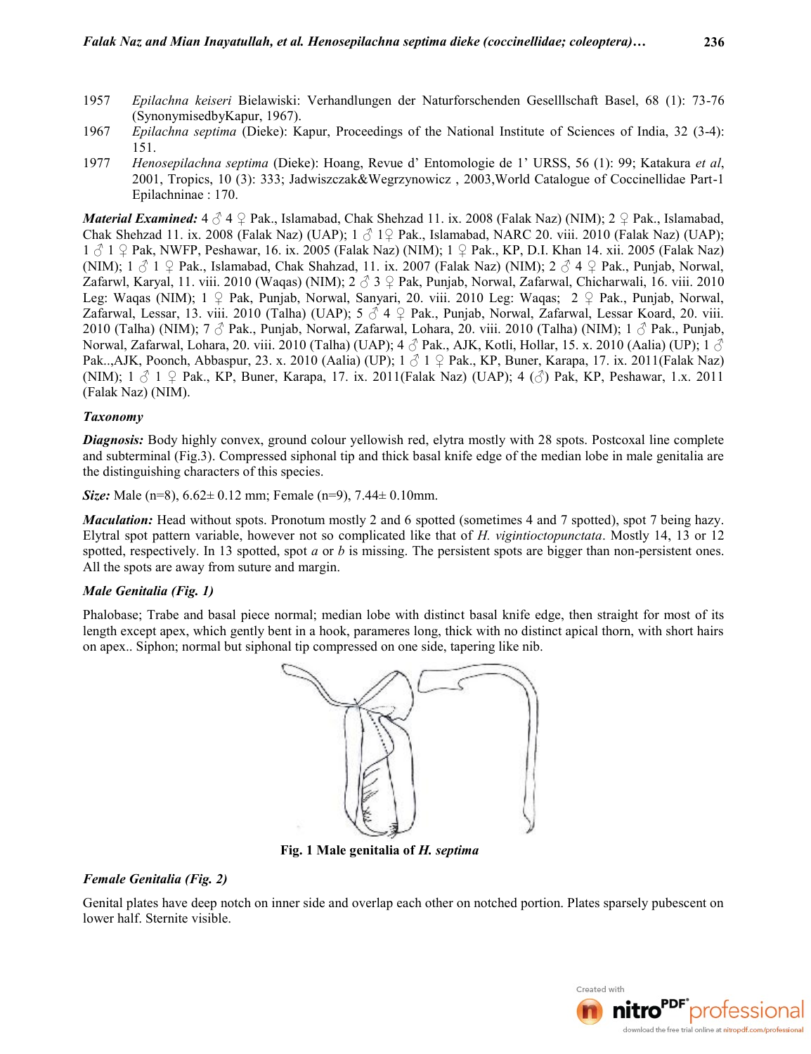1957 *Epilachna keiseri* Bielawiski: Verhandlungen der Naturforschenden Geselllschaft Basel, 68 (1): 73-76 (SynonymisedbyKapur, 1967).

1967 *Epilachna septima* (Dieke): Kapur, Proceedings of the National Institute of Sciences of India, 32 (3-4): 151.

1977 *Henosepilachna septima* (Dieke): Hoang, Revue d' Entomologie de 1' URSS, 56 (1): 99; Katakura *et al*, 2001, Tropics, 10 (3): 333; Jadwiszczak&Wegrzynowicz , 2003,World Catalogue of Coccinellidae Part-1 Epilachninae : 170.

***Material Examined:*** 4 ♂ 4 ♀ Pak., Islamabad, Chak Shehzad 11. ix. 2008 (Falak Naz) (NIM); 2 ♀ Pak., Islamabad, Chak Shehzad 11. ix. 2008 (Falak Naz) (UAP); 1 ♂ 1♀ Pak., Islamabad, NARC 20. viii. 2010 (Falak Naz) (UAP); 1 ♂ 1 ♀ Pak, NWFP, Peshawar, 16. ix. 2005 (Falak Naz) (NIM); 1 ♀ Pak., KP, D.I. Khan 14. xii. 2005 (Falak Naz) (NIM); 1 ♂ 1 ♀ Pak., Islamabad, Chak Shahzad, 11. ix. 2007 (Falak Naz) (NIM); 2 ♂ 4 ♀ Pak., Punjab, Norwal, Zafarwl, Karyal, 11. viii. 2010 (Waqas) (NIM); 2 ♂ 3 ♀ Pak, Punjab, Norwal, Zafarwal, Chicharwali, 16. viii. 2010 Leg: Waqas (NIM); 1 ♀ Pak, Punjab, Norwal, Sanyari, 20. viii. 2010 Leg: Waqas; 2 ♀ Pak., Punjab, Norwal, Zafarwal, Lessar, 13. viii. 2010 (Talha) (UAP); 5 ♂ 4 ♀ Pak., Punjab, Norwal, Zafarwal, Lessar Koard, 20. viii. 2010 (Talha) (NIM); 7 ♂ Pak., Punjab, Norwal, Zafarwal, Lohara, 20. viii. 2010 (Talha) (NIM); 1 ♂ Pak., Punjab, Norwal, Zafarwal, Lohara, 20. viii. 2010 (Talha) (UAP); 4 ♂ Pak., AJK, Kotli, Hollar, 15. x. 2010 (Aalia) (UP); 1 ♂ Pak..,AJK, Poonch, Abbaspur, 23. x. 2010 (Aalia) (UP); 1 ♂ 1 ♀ Pak., KP, Buner, Karapa, 17. ix. 2011(Falak Naz) (NIM); 1 ♂ 1 ♀ Pak., KP, Buner, Karapa, 17. ix. 2011(Falak Naz) (UAP); 4 (♂) Pak, KP, Peshawar, 1.x. 2011 (Falak Naz) (NIM).

### Taxonomy

***Diagnosis:*** Body highly convex, ground colour yellowish red, elytra mostly with 28 spots. Postcoxal line complete and subterminal (Fig.3). Compressed siphonal tip and thick basal knife edge of the median lobe in male genitalia are the distinguishing characters of this species.

***Size:*** Male (n=8), 6.62± 0.12 mm; Female (n=9), 7.44± 0.10mm.

***Maculation:*** Head without spots. Pronotum mostly 2 and 6 spotted (sometimes 4 and 7 spotted), spot 7 being hazy. Elytral spot pattern variable, however not so complicated like that of *H. vigintioctopunctata*. Mostly 14, 13 or 12 spotted, respectively. In 13 spotted, spot *a* or *b* is missing. The persistent spots are bigger than non-persistent ones. All the spots are away from suture and margin.

***Male Genitalia (Fig. 1)***

Phalobase; Trabe and basal piece normal; median lobe with distinct basal knife edge, then straight for most of its length except apex, which gently bent in a hook, parameres long, thick with no distinct apical thorn, with short hairs on apex.. Siphon; normal but siphonal tip compressed on one side, tapering like nib.

**Fig. 1 Male genitalia of *H. septima***

***Female Genitalia (Fig. 2)***

Genital plates have deep notch on inner side and overlap each other on notched portion. Plates sparsely pubescent on lower half. Sternite visible.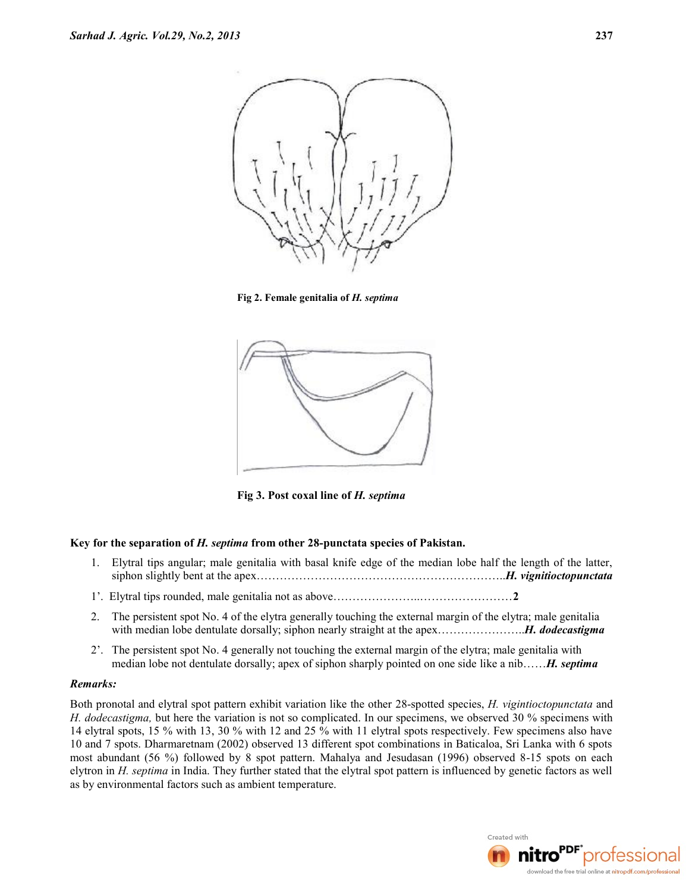Fig 2. Female genitalia of *H. septima*

Fig 3. Post coxal line of *H. septima*

**Key for the separation of *H. septima* from other 28-punctata species of Pakistan.**

1. Elytral tips angular; male genitalia with basal knife edge of the median lobe half the length of the latter, siphon slightly bent at the apex………………………………………………………..***H. vignitioctopunctata***

1'. Elytral tips rounded, male genitalia not as above…………………...……………………**2**

2. The persistent spot No. 4 of the elytra generally touching the external margin of the elytra; male genitalia with median lobe dentulate dorsally; siphon nearly straight at the apex…………………..***H. dodecastigma***

2'. The persistent spot No. 4 generally not touching the external margin of the elytra; male genitalia with median lobe not dentulate dorsally; apex of siphon sharply pointed on one side like a nib……***H. septima***

***Remarks:***

Both pronotal and elytral spot pattern exhibit variation like the other 28-spotted species, *H. vigintioctopunctata* and *H. dodecastigma,* but here the variation is not so complicated. In our specimens, we observed 30 % specimens with 14 elytral spots, 15 % with 13, 30 % with 12 and 25 % with 11 elytral spots respectively. Few specimens also have 10 and 7 spots. Dharmaretnam (2002) observed 13 different spot combinations in Baticaloa, Sri Lanka with 6 spots most abundant (56 %) followed by 8 spot pattern. Mahalya and Jesudasan (1996) observed 8-15 spots on each elytron in *H. septima* in India. They further stated that the elytral spot pattern is influenced by genetic factors as well as by environmental factors such as ambient temperature.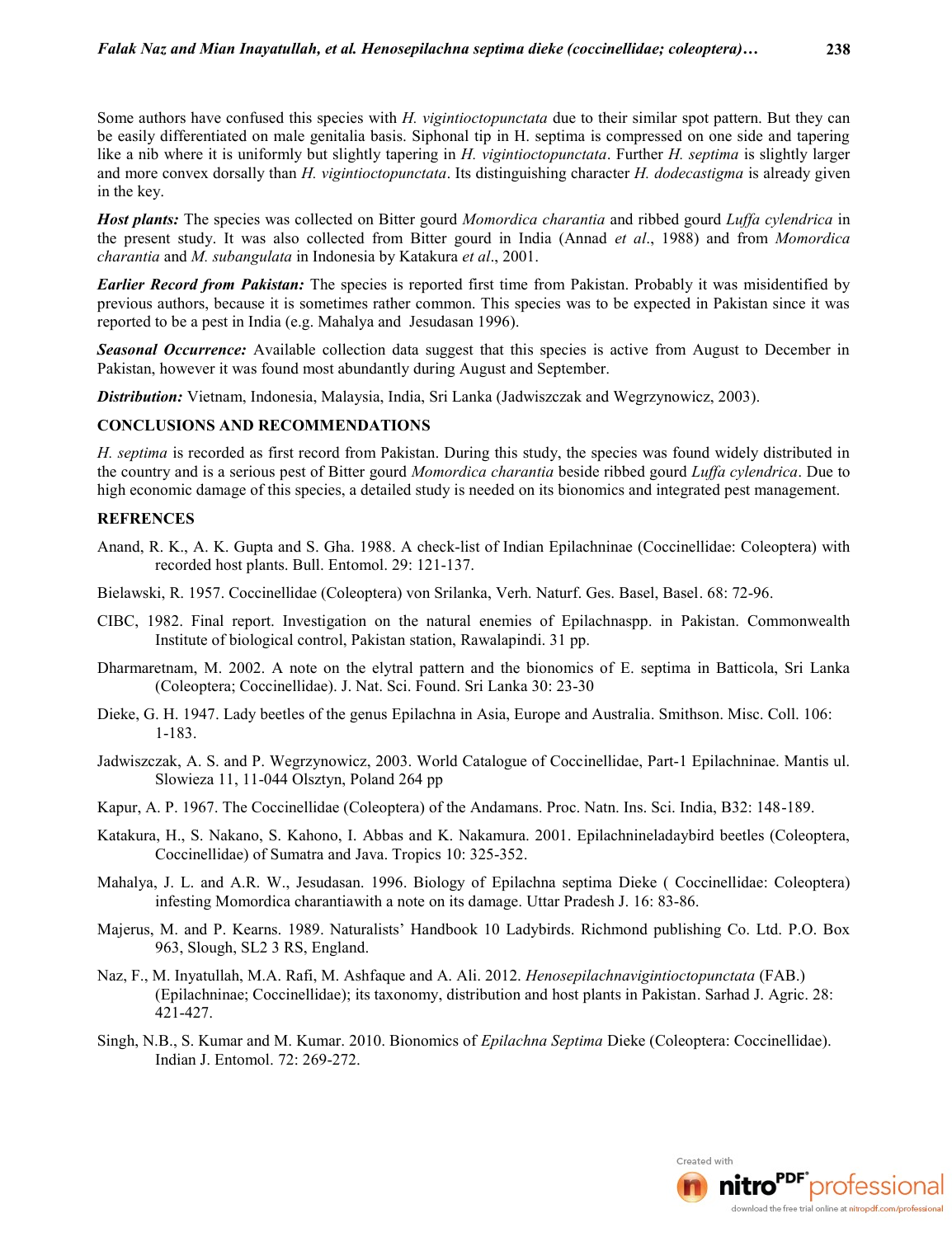Some authors have confused this species with *H. vigintioctopunctata* due to their similar spot pattern. But they can be easily differentiated on male genitalia basis. Siphonal tip in H. septima is compressed on one side and tapering like a nib where it is uniformly but slightly tapering in *H. vigintioctopunctata*. Further *H. septima* is slightly larger and more convex dorsally than *H. vigintioctopunctata*. Its distinguishing character *H. dodecastigma* is already given in the key.

***Host plants:*** The species was collected on Bitter gourd *Momordica charantia* and ribbed gourd *Luffa cylendrica* in the present study. It was also collected from Bitter gourd in India (Annad *et al*., 1988) and from *Momordica charantia* and *M. subangulata* in Indonesia by Katakura *et al*., 2001.

***Earlier Record from Pakistan:*** The species is reported first time from Pakistan. Probably it was misidentified by previous authors, because it is sometimes rather common. This species was to be expected in Pakistan since it was reported to be a pest in India (e.g. Mahalya and Jesudasan 1996).

***Seasonal Occurrence:*** Available collection data suggest that this species is active from August to December in Pakistan, however it was found most abundantly during August and September.

***Distribution:*** Vietnam, Indonesia, Malaysia, India, Sri Lanka (Jadwiszczak and Wegrzynowicz, 2003).

## CONCLUSIONS AND RECOMMENDATIONS

*H. septima* is recorded as first record from Pakistan. During this study, the species was found widely distributed in the country and is a serious pest of Bitter gourd *Momordica charantia* beside ribbed gourd *Luffa cylendrica*. Due to high economic damage of this species, a detailed study is needed on its bionomics and integrated pest management.

## REFRENCES

Anand, R. K., A. K. Gupta and S. Gha. 1988. A check-list of Indian Epilachninae (Coccinellidae: Coleoptera) with recorded host plants. Bull. Entomol. 29: 121-137.

Bielawski, R. 1957. Coccinellidae (Coleoptera) von Srilanka, Verh. Naturf. Ges. Basel, Basel. 68: 72-96.

CIBC, 1982. Final report. Investigation on the natural enemies of Epilachnaspp. in Pakistan. Commonwealth Institute of biological control, Pakistan station, Rawalapindi. 31 pp.

Dharmaretnam, M. 2002. A note on the elytral pattern and the bionomics of E. septima in Batticola, Sri Lanka (Coleoptera; Coccinellidae). J. Nat. Sci. Found. Sri Lanka 30: 23-30

Dieke, G. H. 1947. Lady beetles of the genus Epilachna in Asia, Europe and Australia. Smithson. Misc. Coll. 106: 1-183.

Jadwiszczak, A. S. and P. Wegrzynowicz, 2003. World Catalogue of Coccinellidae, Part-1 Epilachninae. Mantis ul. Slowieza 11, 11-044 Olsztyn, Poland 264 pp

Kapur, A. P. 1967. The Coccinellidae (Coleoptera) of the Andamans. Proc. Natn. Ins. Sci. India, B32: 148-189.

Katakura, H., S. Nakano, S. Kahono, I. Abbas and K. Nakamura. 2001. Epilachnineladaybird beetles (Coleoptera, Coccinellidae) of Sumatra and Java. Tropics 10: 325-352.

Mahalya, J. L. and A.R. W., Jesudasan. 1996. Biology of Epilachna septima Dieke ( Coccinellidae: Coleoptera) infesting Momordica charantiawith a note on its damage. Uttar Pradesh J. 16: 83-86.

Majerus, M. and P. Kearns. 1989. Naturalists' Handbook 10 Ladybirds. Richmond publishing Co. Ltd. P.O. Box 963, Slough, SL2 3 RS, England.

Naz, F., M. Inyatullah, M.A. Rafi, M. Ashfaque and A. Ali. 2012. *Henosepilachnavigintioctopunctata* (FAB.) (Epilachninae; Coccinellidae); its taxonomy, distribution and host plants in Pakistan. Sarhad J. Agric. 28: 421-427.

Singh, N.B., S. Kumar and M. Kumar. 2010. Bionomics of *Epilachna Septima* Dieke (Coleoptera: Coccinellidae). Indian J. Entomol. 72: 269-272.